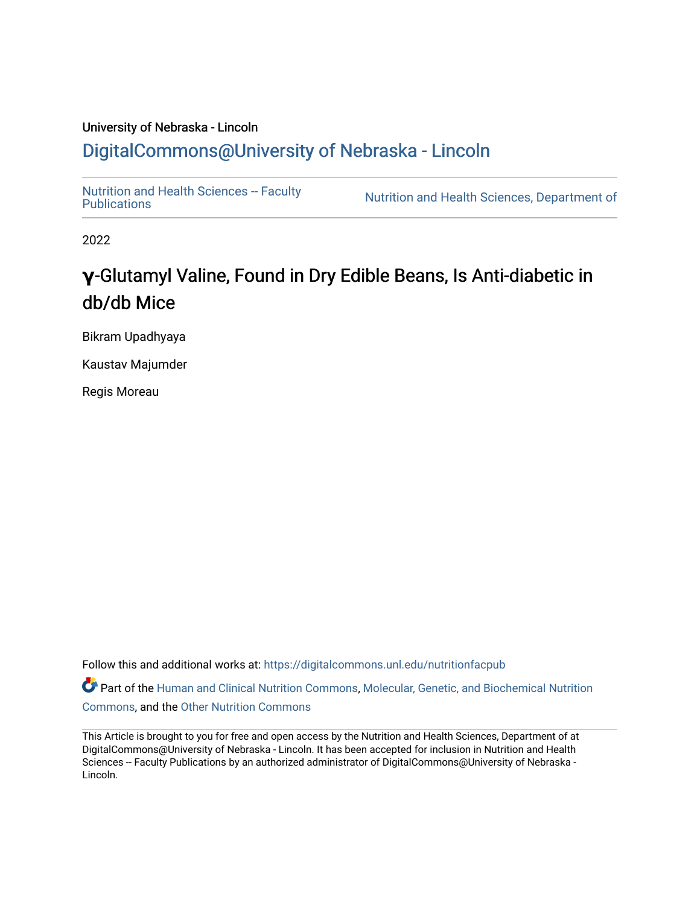University of Nebraska - Lincoln

# DigitalCommons@University of Nebraska - Lincoln

Nutrition and Health Sciences -- Faculty Publications | Nutrition and Health Sciences, Department of

2022

## γ-Glutamyl Valine, Found in Dry Edible Beans, Is Anti-diabetic in db/db Mice

Bikram Upadhyaya

Kaustav Majumder

Regis Moreau

Follow this and additional works at: https://digitalcommons.unl.edu/nutritionfacpub

Part of the Human and Clinical Nutrition Commons, Molecular, Genetic, and Biochemical Nutrition Commons, and the Other Nutrition Commons

This Article is brought to you for free and open access by the Nutrition and Health Sciences, Department of at DigitalCommons@University of Nebraska - Lincoln. It has been accepted for inclusion in Nutrition and Health Sciences -- Faculty Publications by an authorized administrator of DigitalCommons@University of Nebraska - Lincoln.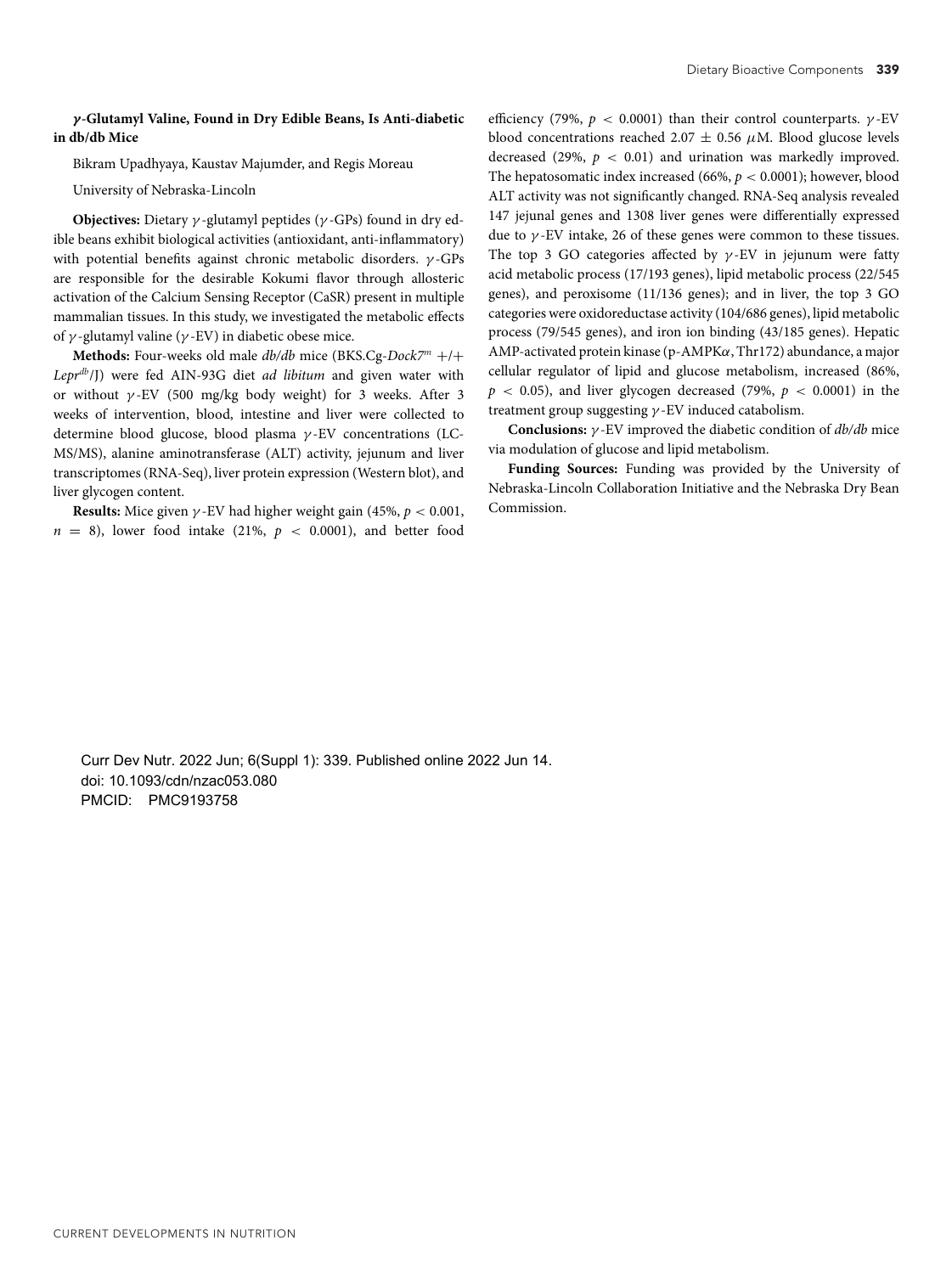## $\gamma$-Glutamyl Valine, Found in Dry Edible Beans, Is Anti-diabetic in db/db Mice

Bikram Upadhyaya, Kaustav Majumder, and Regis Moreau

University of Nebraska-Lincoln

**Objectives:** Dietary $\gamma$-glutamyl peptides ($\gamma$-GPs) found in dry edible beans exhibit biological activities (antioxidant, anti-inflammatory) with potential benefits against chronic metabolic disorders. $\gamma$-GPs are responsible for the desirable Kokumi flavor through allosteric activation of the Calcium Sensing Receptor (CaSR) present in multiple mammalian tissues. In this study, we investigated the metabolic effects of $\gamma$-glutamyl valine ($\gamma$-EV) in diabetic obese mice.

**Methods:** Four-weeks old male *db/db* mice (BKS.Cg-*Dock7*$^{m}$ +/+ *Lepr*$^{db}$/J) were fed AIN-93G diet *ad libitum* and given water with or without $\gamma$-EV (500 mg/kg body weight) for 3 weeks. After 3 weeks of intervention, blood, intestine and liver were collected to determine blood glucose, blood plasma $\gamma$-EV concentrations (LC-MS/MS), alanine aminotransferase (ALT) activity, jejunum and liver transcriptomes (RNA-Seq), liver protein expression (Western blot), and liver glycogen content.

**Results:** Mice given $\gamma$-EV had higher weight gain (45%, $p < 0.001$, $n = 8$), lower food intake (21%, $p < 0.0001$), and better food efficiency (79%, $p < 0.0001$) than their control counterparts. $\gamma$-EV blood concentrations reached 2.07 $\pm$ 0.56 $\mu$M. Blood glucose levels decreased (29%, $p < 0.01$) and urination was markedly improved. The hepatosomatic index increased (66%, $p < 0.0001$); however, blood ALT activity was not significantly changed. RNA-Seq analysis revealed 147 jejunal genes and 1308 liver genes were differentially expressed due to $\gamma$-EV intake, 26 of these genes were common to these tissues. The top 3 GO categories affected by $\gamma$-EV in jejunum were fatty acid metabolic process (17/193 genes), lipid metabolic process (22/545 genes), and peroxisome (11/136 genes); and in liver, the top 3 GO categories were oxidoreductase activity (104/686 genes), lipid metabolic process (79/545 genes), and iron ion binding (43/185 genes). Hepatic AMP-activated protein kinase (p-AMPK$\alpha$, Thr172) abundance, a major cellular regulator of lipid and glucose metabolism, increased (86%, $p < 0.05$), and liver glycogen decreased (79%, $p < 0.0001$) in the treatment group suggesting $\gamma$-EV induced catabolism.

**Conclusions:** $\gamma$-EV improved the diabetic condition of *db/db* mice via modulation of glucose and lipid metabolism.

**Funding Sources:** Funding was provided by the University of Nebraska-Lincoln Collaboration Initiative and the Nebraska Dry Bean Commission.

Curr Dev Nutr. 2022 Jun; 6(Suppl 1): 339. Published online 2022 Jun 14.
doi: 10.1093/cdn/nzac053.080
PMCID: PMC9193758